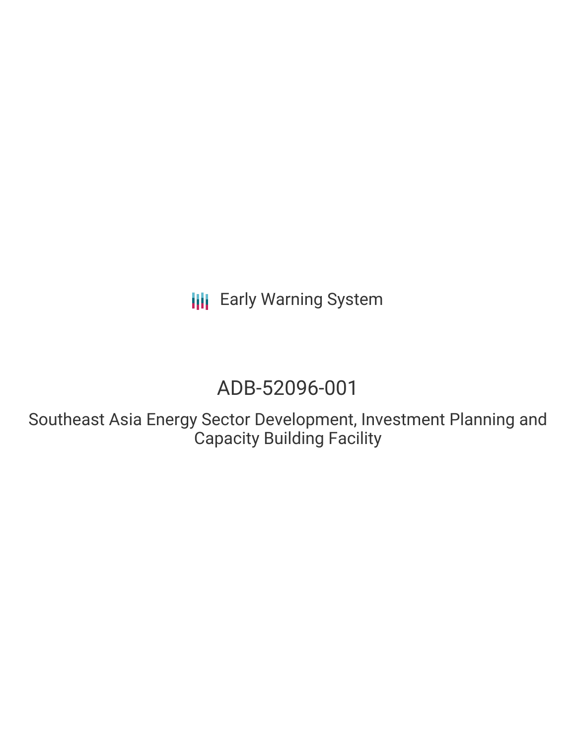Early Warning System

# ADB-52096-001

## Southeast Asia Energy Sector Development, Investment Planning and Capacity Building Facility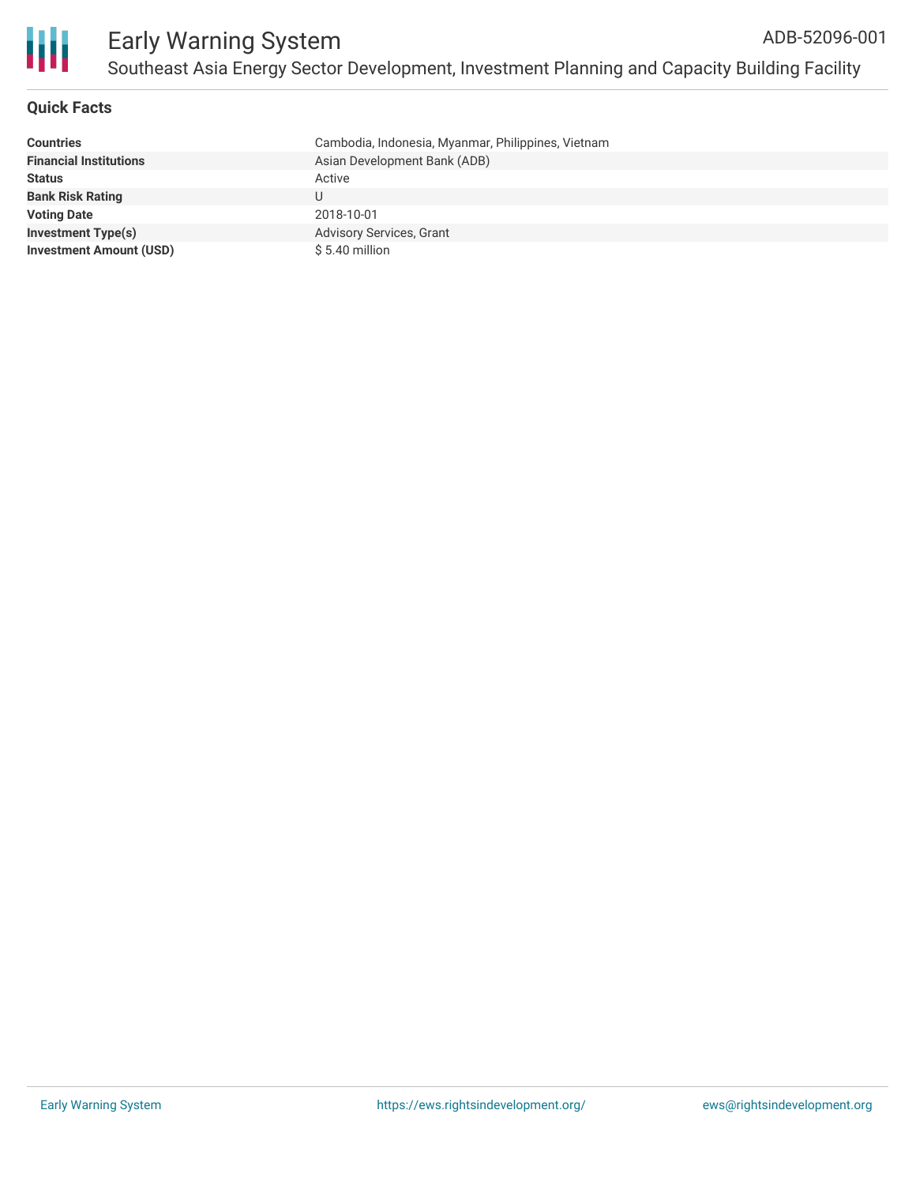# Early Warning System

ADB-52096-001

## Southeast Asia Energy Sector Development, Investment Planning and Capacity Building Facility

### Quick Facts

| | |
|---|---|
| **Countries** | Cambodia, Indonesia, Myanmar, Philippines, Vietnam |
| **Financial Institutions** | Asian Development Bank (ADB) |
| **Status** | Active |
| **Bank Risk Rating** | U |
| **Voting Date** | 2018-10-01 |
| **Investment Type(s)** | Advisory Services, Grant |
| **Investment Amount (USD)** | $ 5.40 million |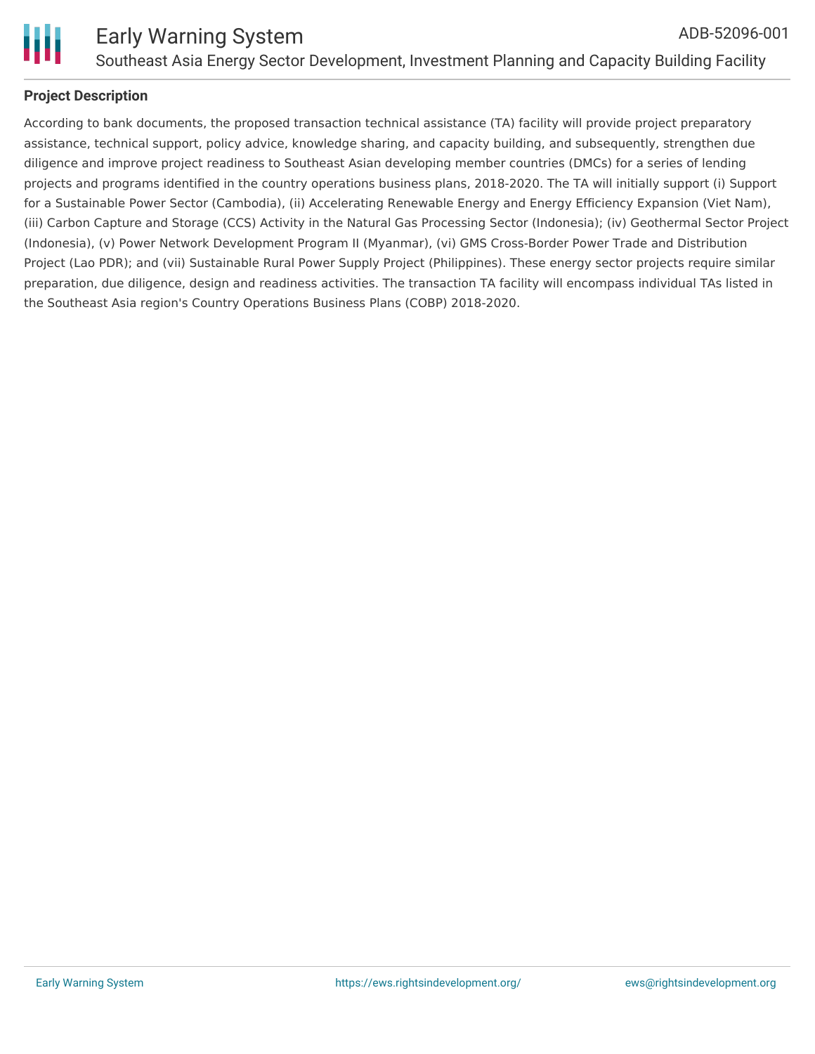**Project Description**

According to bank documents, the proposed transaction technical assistance (TA) facility will provide project preparatory assistance, technical support, policy advice, knowledge sharing, and capacity building, and subsequently, strengthen due diligence and improve project readiness to Southeast Asian developing member countries (DMCs) for a series of lending projects and programs identified in the country operations business plans, 2018-2020. The TA will initially support (i) Support for a Sustainable Power Sector (Cambodia), (ii) Accelerating Renewable Energy and Energy Efficiency Expansion (Viet Nam), (iii) Carbon Capture and Storage (CCS) Activity in the Natural Gas Processing Sector (Indonesia); (iv) Geothermal Sector Project (Indonesia), (v) Power Network Development Program II (Myanmar), (vi) GMS Cross-Border Power Trade and Distribution Project (Lao PDR); and (vii) Sustainable Rural Power Supply Project (Philippines). These energy sector projects require similar preparation, due diligence, design and readiness activities. The transaction TA facility will encompass individual TAs listed in the Southeast Asia region's Country Operations Business Plans (COBP) 2018-2020.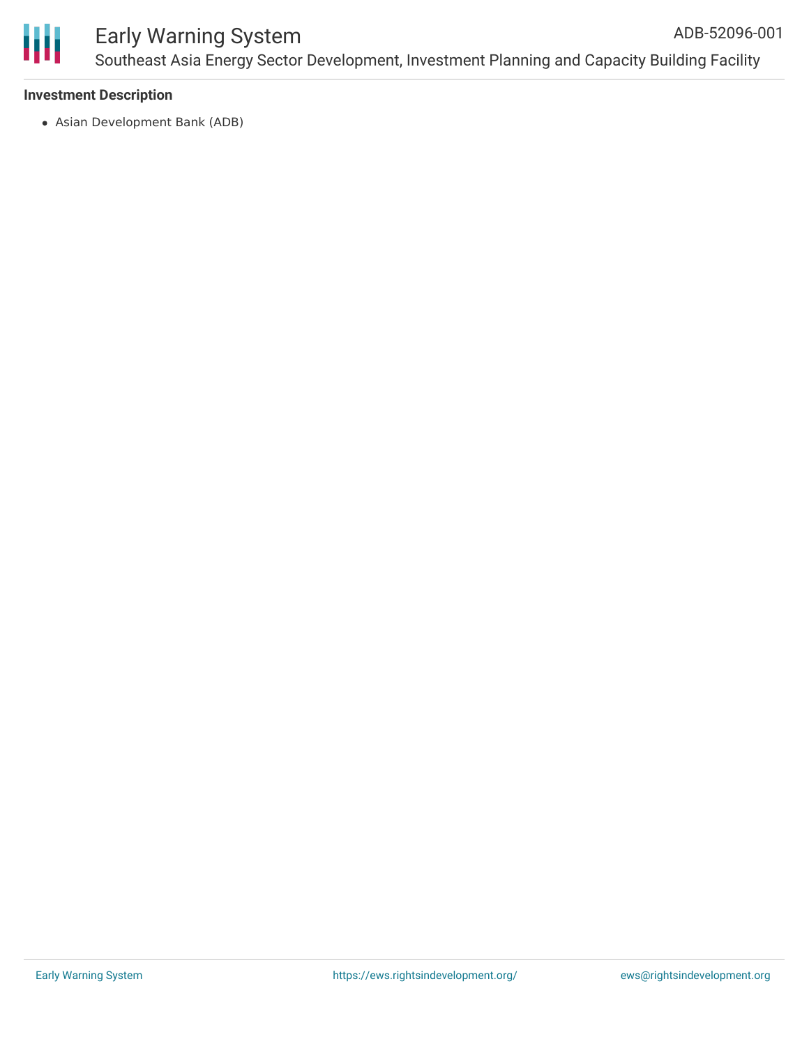**Investment Description**

- Asian Development Bank (ADB)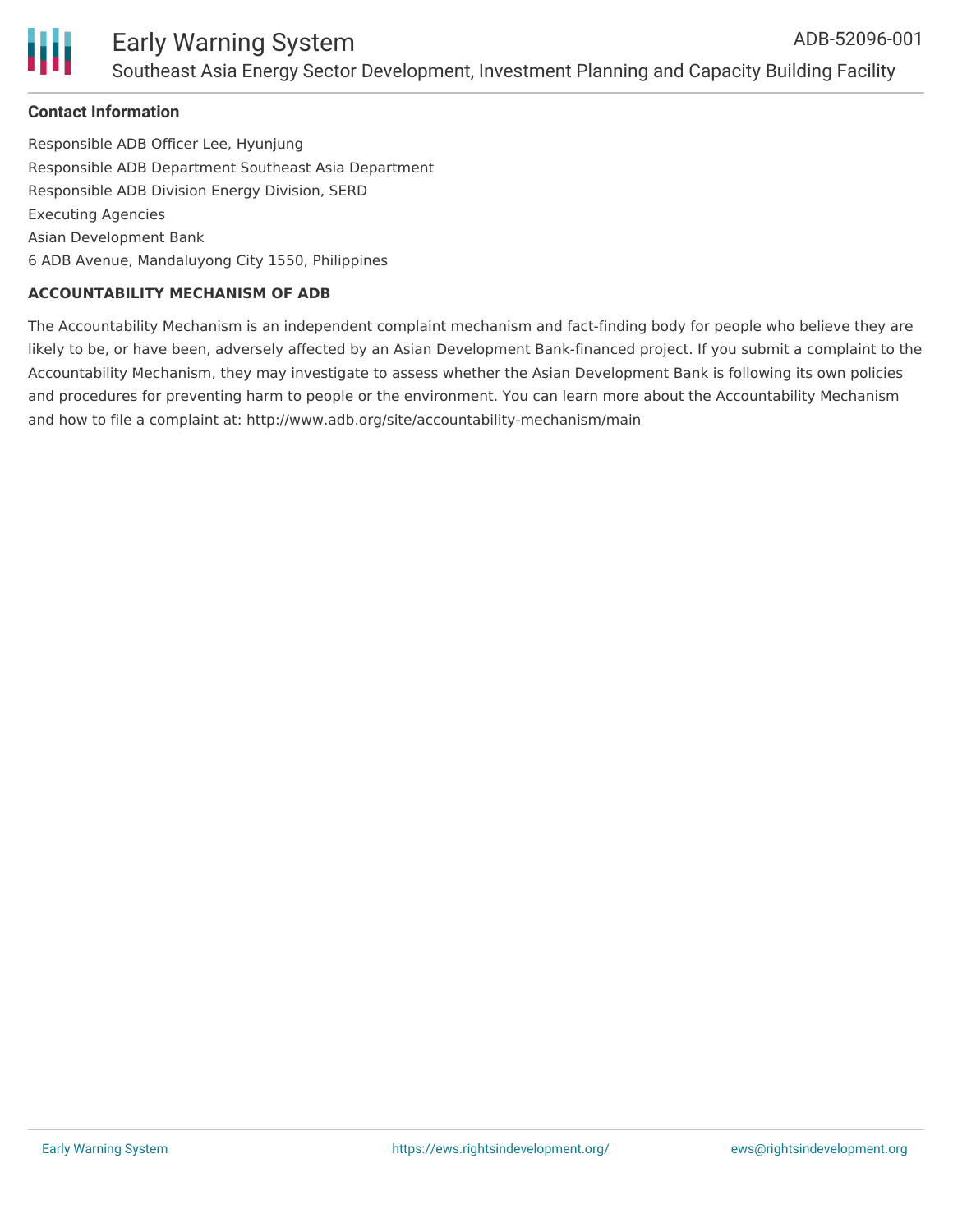## Contact Information

Responsible ADB Officer Lee, Hyunjung
Responsible ADB Department Southeast Asia Department
Responsible ADB Division Energy Division, SERD
Executing Agencies
Asian Development Bank
6 ADB Avenue, Mandaluyong City 1550, Philippines

**ACCOUNTABILITY MECHANISM OF ADB**

The Accountability Mechanism is an independent complaint mechanism and fact-finding body for people who believe they are likely to be, or have been, adversely affected by an Asian Development Bank-financed project. If you submit a complaint to the Accountability Mechanism, they may investigate to assess whether the Asian Development Bank is following its own policies and procedures for preventing harm to people or the environment. You can learn more about the Accountability Mechanism and how to file a complaint at: http://www.adb.org/site/accountability-mechanism/main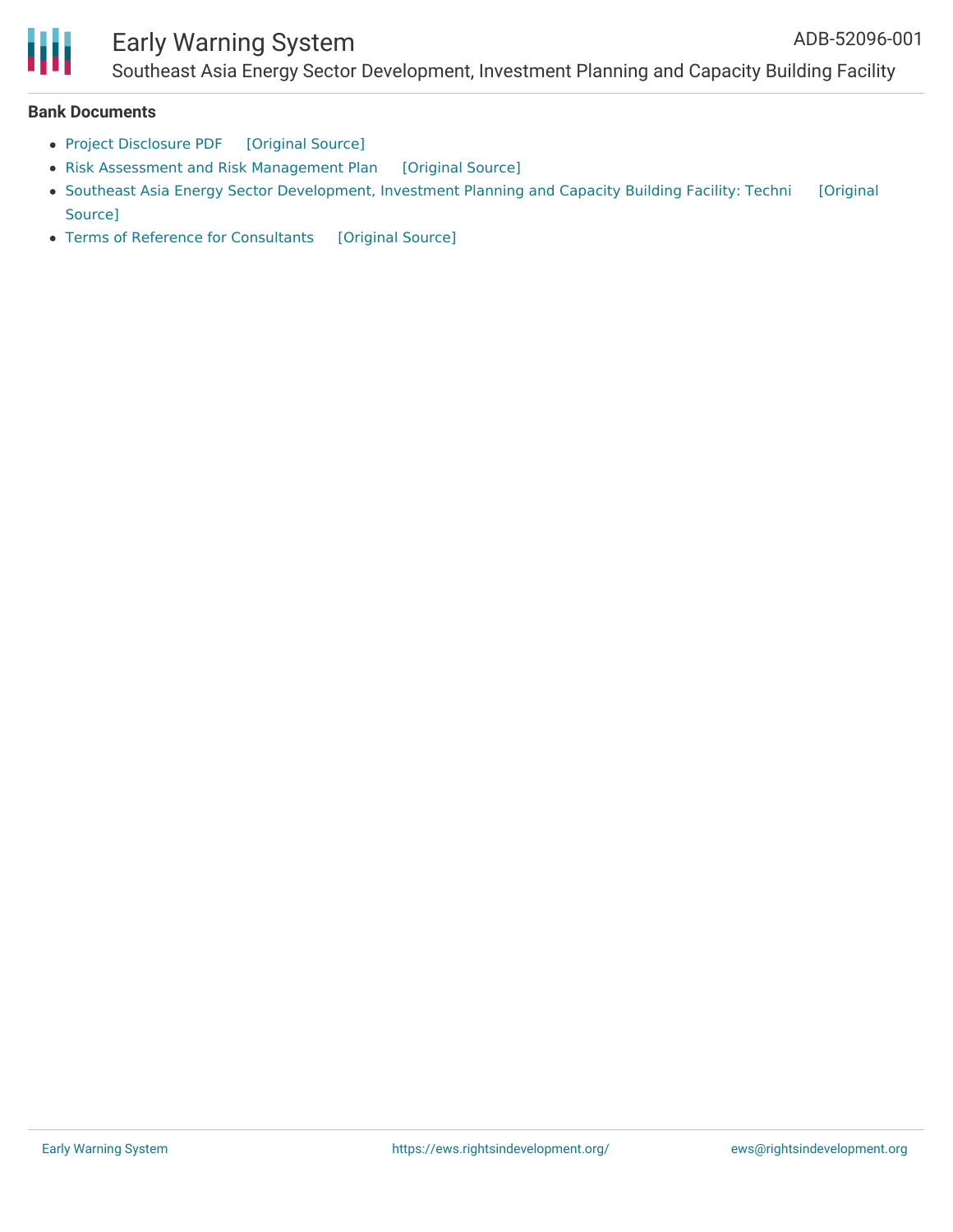## Bank Documents

- Project Disclosure PDF [Original Source]
- Risk Assessment and Risk Management Plan [Original Source]
- Southeast Asia Energy Sector Development, Investment Planning and Capacity Building Facility: Techni [Original Source]
- Terms of Reference for Consultants [Original Source]